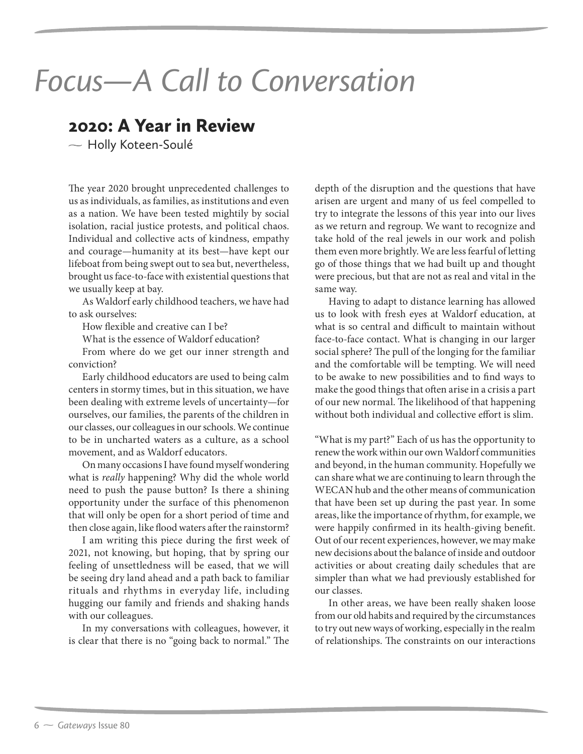# *Focus—A Call to Conversation*

## 2020: A Year in Review

~ Holly Koteen-Soulé

The year 2020 brought unprecedented challenges to us as individuals, as families, as institutions and even as a nation. We have been tested mightily by social isolation, racial justice protests, and political chaos. Individual and collective acts of kindness, empathy and courage—humanity at its best—have kept our lifeboat from being swept out to sea but, nevertheless, brought us face-to-face with existential questions that we usually keep at bay.

As Waldorf early childhood teachers, we have had to ask ourselves:

How flexible and creative can I be?

What is the essence of Waldorf education?

From where do we get our inner strength and conviction?

Early childhood educators are used to being calm centers in stormy times, but in this situation, we have been dealing with extreme levels of uncertainty—for ourselves, our families, the parents of the children in our classes, our colleagues in our schools. We continue to be in uncharted waters as a culture, as a school movement, and as Waldorf educators.

On many occasions I have found myself wondering what is *really* happening? Why did the whole world need to push the pause button? Is there a shining opportunity under the surface of this phenomenon that will only be open for a short period of time and then close again, like flood waters after the rainstorm?

I am writing this piece during the first week of 2021, not knowing, but hoping, that by spring our feeling of unsettledness will be eased, that we will be seeing dry land ahead and a path back to familiar rituals and rhythms in everyday life, including hugging our family and friends and shaking hands with our colleagues.

In my conversations with colleagues, however, it is clear that there is no "going back to normal." The depth of the disruption and the questions that have arisen are urgent and many of us feel compelled to try to integrate the lessons of this year into our lives as we return and regroup. We want to recognize and take hold of the real jewels in our work and polish them even more brightly. We are less fearful of letting go of those things that we had built up and thought were precious, but that are not as real and vital in the same way.

Having to adapt to distance learning has allowed us to look with fresh eyes at Waldorf education, at what is so central and difficult to maintain without face-to-face contact. What is changing in our larger social sphere? The pull of the longing for the familiar and the comfortable will be tempting. We will need to be awake to new possibilities and to find ways to make the good things that often arise in a crisis a part of our new normal. The likelihood of that happening without both individual and collective effort is slim.

"What is my part?" Each of us has the opportunity to renew the work within our own Waldorf communities and beyond, in the human community. Hopefully we can share what we are continuing to learn through the WECAN hub and the other means of communication that have been set up during the past year. In some areas, like the importance of rhythm, for example, we were happily confirmed in its health-giving benefit. Out of our recent experiences, however, we may make new decisions about the balance of inside and outdoor activities or about creating daily schedules that are simpler than what we had previously established for our classes.

In other areas, we have been really shaken loose from our old habits and required by the circumstances to try out new ways of working, especially in the realm of relationships. The constraints on our interactions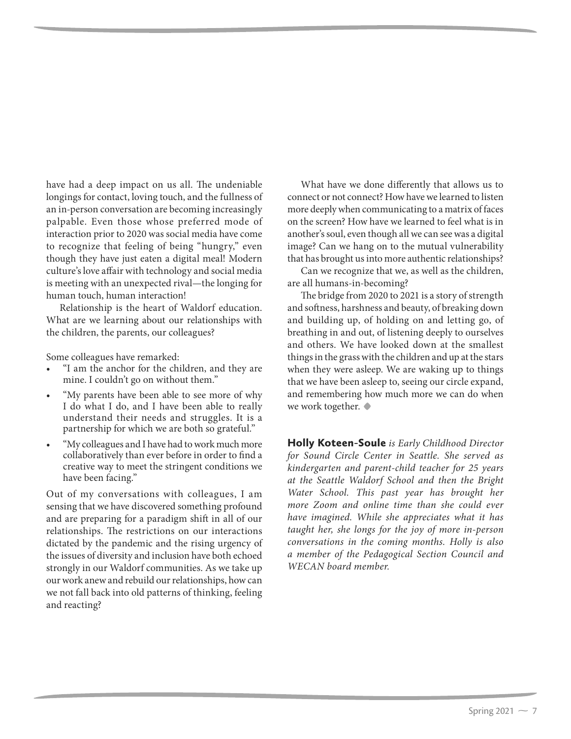have had a deep impact on us all. The undeniable longings for contact, loving touch, and the fullness of an in-person conversation are becoming increasingly palpable. Even those whose preferred mode of interaction prior to 2020 was social media have come to recognize that feeling of being "hungry," even though they have just eaten a digital meal! Modern culture's love affair with technology and social media is meeting with an unexpected rival—the longing for human touch, human interaction!

Relationship is the heart of Waldorf education. What are we learning about our relationships with the children, the parents, our colleagues?

Some colleagues have remarked:

- "I am the anchor for the children, and they are mine. I couldn't go on without them."
- "My parents have been able to see more of why I do what I do, and I have been able to really understand their needs and struggles. It is a partnership for which we are both so grateful."
- "My colleagues and I have had to work much more collaboratively than ever before in order to find a creative way to meet the stringent conditions we have been facing."

Out of my conversations with colleagues, I am sensing that we have discovered something profound and are preparing for a paradigm shift in all of our relationships. The restrictions on our interactions dictated by the pandemic and the rising urgency of the issues of diversity and inclusion have both echoed strongly in our Waldorf communities. As we take up our work anew and rebuild our relationships, how can we not fall back into old patterns of thinking, feeling and reacting?

What have we done differently that allows us to connect or not connect? How have we learned to listen more deeply when communicating to a matrix of faces on the screen? How have we learned to feel what is in another's soul, even though all we can see was a digital image? Can we hang on to the mutual vulnerability that has brought us into more authentic relationships?

Can we recognize that we, as well as the children, are all humans-in-becoming?

The bridge from 2020 to 2021 is a story of strength and softness, harshness and beauty, of breaking down and building up, of holding on and letting go, of breathing in and out, of listening deeply to ourselves and others. We have looked down at the smallest things in the grass with the children and up at the stars when they were asleep. We are waking up to things that we have been asleep to, seeing our circle expand, and remembering how much more we can do when we work together. ◆

**Holly Koteen-Soule** *is Early Childhood Director for Sound Circle Center in Seattle. She served as kindergarten and parent-child teacher for 25 years at the Seattle Waldorf School and then the Bright Water School. This past year has brought her more Zoom and online time than she could ever have imagined. While she appreciates what it has taught her, she longs for the joy of more in-person conversations in the coming months. Holly is also a member of the Pedagogical Section Council and WECAN board member.*